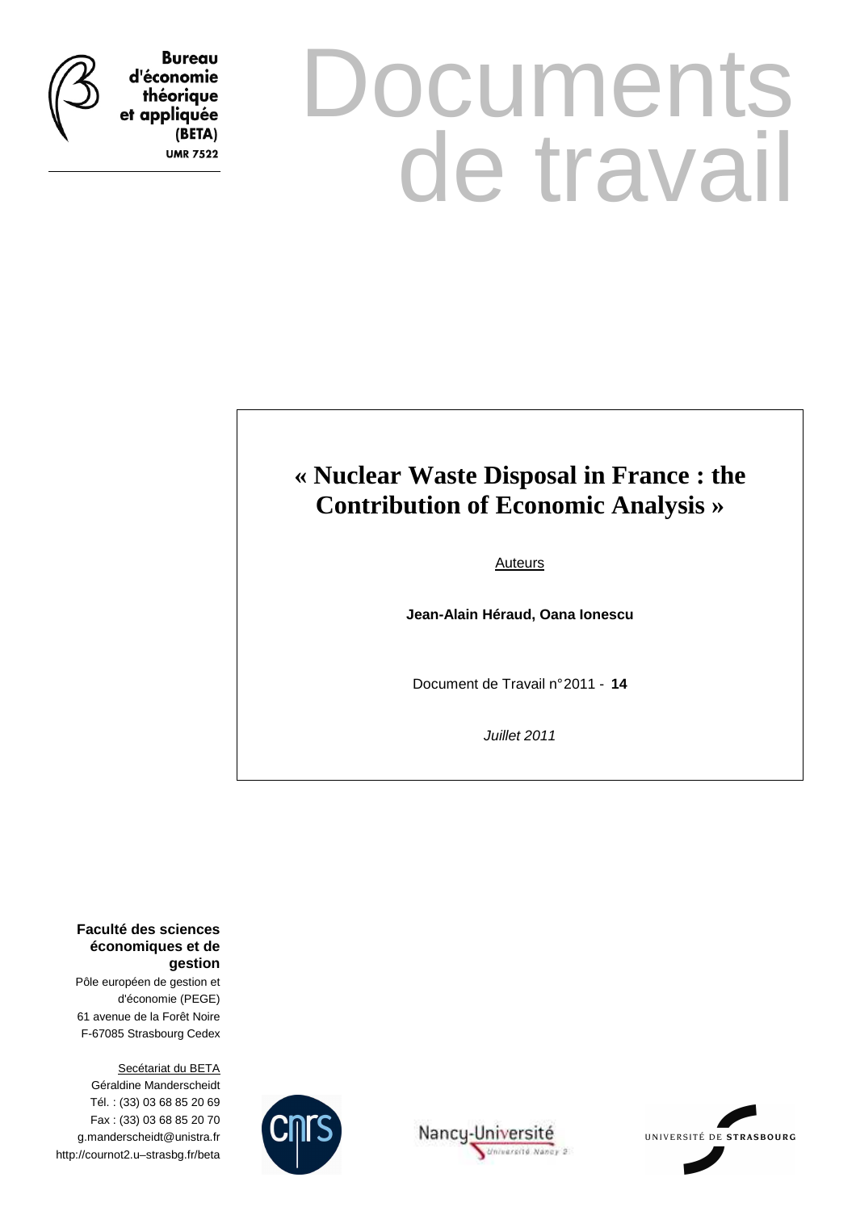**Bureau d'économie théorique et appliquée (BETA)**
**UMR 7522**

# Documents de travail

## « Nuclear Waste Disposal in France : the Contribution of Economic Analysis »

Auteurs

**Jean-Alain Héraud, Oana Ionescu**

Document de Travail n° 2011 - **14**

*Juillet 2011*

**Faculté des sciences économiques et de gestion**
Pôle européen de gestion et d'économie (PEGE)
61 avenue de la Forêt Noire
F-67085 Strasbourg Cedex

Secétariat du BETA
Géraldine Manderscheidt
Tél. : (33) 03 68 85 20 69
Fax : (33) 03 68 85 20 70
g.manderscheidt@unistra.fr
http://cournot2.u–strasbg.fr/beta

CNRS

Nancy-Université
Université Nancy 2

UNIVERSITÉ DE STRASBOURG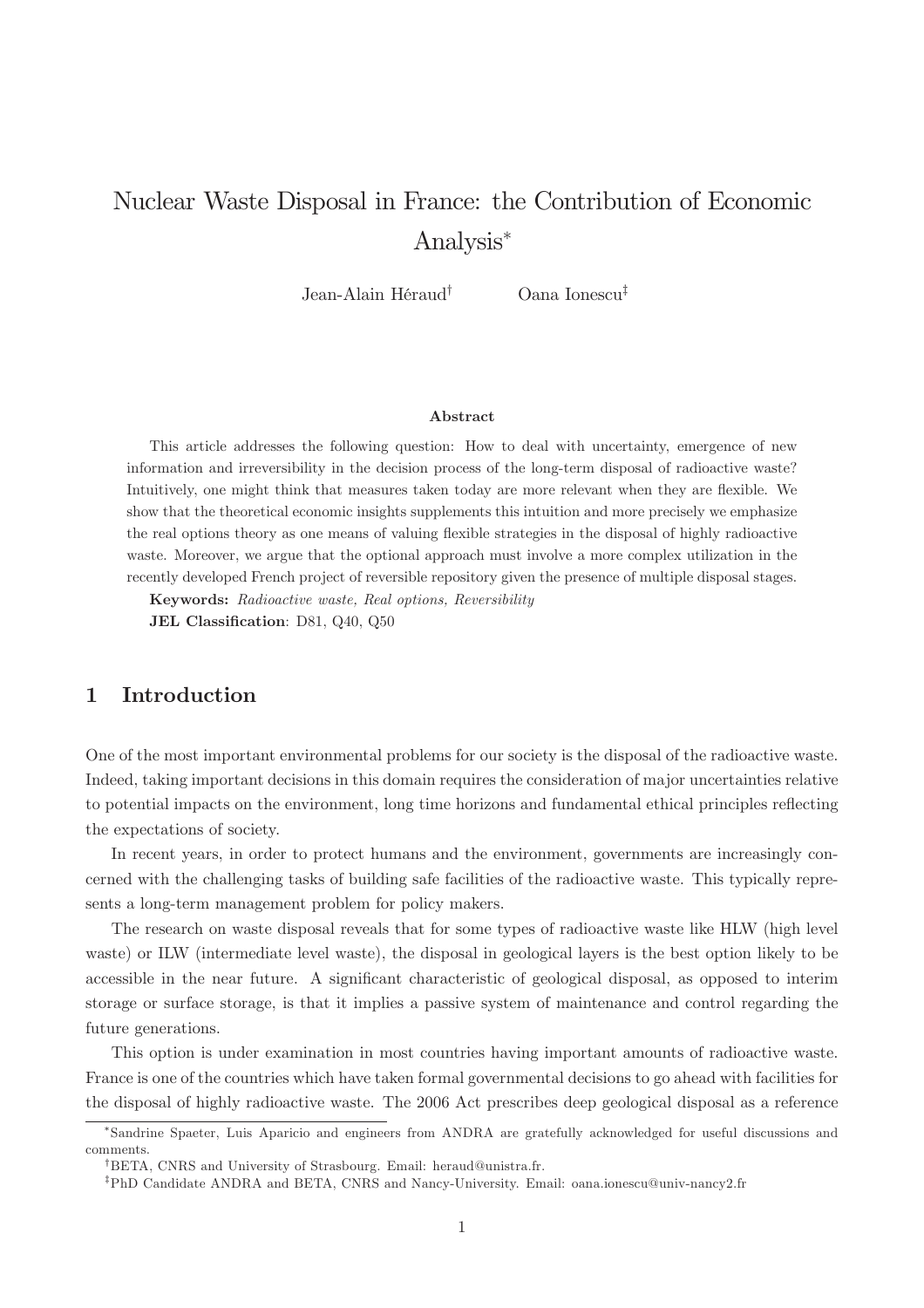# Nuclear Waste Disposal in France: the Contribution of Economic Analysis*

Jean-Alain Héraud[†] Oana Ionescu[‡]

**Abstract**

This article addresses the following question: How to deal with uncertainty, emergence of new information and irreversibility in the decision process of the long-term disposal of radioactive waste? Intuitively, one might think that measures taken today are more relevant when they are flexible. We show that the theoretical economic insights supplements this intuition and more precisely we emphasize the real options theory as one means of valuing flexible strategies in the disposal of highly radioactive waste. Moreover, we argue that the optional approach must involve a more complex utilization in the recently developed French project of reversible repository given the presence of multiple disposal stages.

**Keywords:** *Radioactive waste, Real options, Reversibility*

**JEL Classification**: D81, Q40, Q50

## 1 Introduction

One of the most important environmental problems for our society is the disposal of the radioactive waste. Indeed, taking important decisions in this domain requires the consideration of major uncertainties relative to potential impacts on the environment, long time horizons and fundamental ethical principles reflecting the expectations of society.

In recent years, in order to protect humans and the environment, governments are increasingly concerned with the challenging tasks of building safe facilities of the radioactive waste. This typically represents a long-term management problem for policy makers.

The research on waste disposal reveals that for some types of radioactive waste like HLW (high level waste) or ILW (intermediate level waste), the disposal in geological layers is the best option likely to be accessible in the near future. A significant characteristic of geological disposal, as opposed to interim storage or surface storage, is that it implies a passive system of maintenance and control regarding the future generations.

This option is under examination in most countries having important amounts of radioactive waste. France is one of the countries which have taken formal governmental decisions to go ahead with facilities for the disposal of highly radioactive waste. The 2006 Act prescribes deep geological disposal as a reference

---

*Sandrine Spaeter, Luis Aparicio and engineers from ANDRA are gratefully acknowledged for useful discussions and comments.

[†]BETA, CNRS and University of Strasbourg. Email: heraud@unistra.fr.

[‡]PhD Candidate ANDRA and BETA, CNRS and Nancy-University. Email: oana.ionescu@univ-nancy2.fr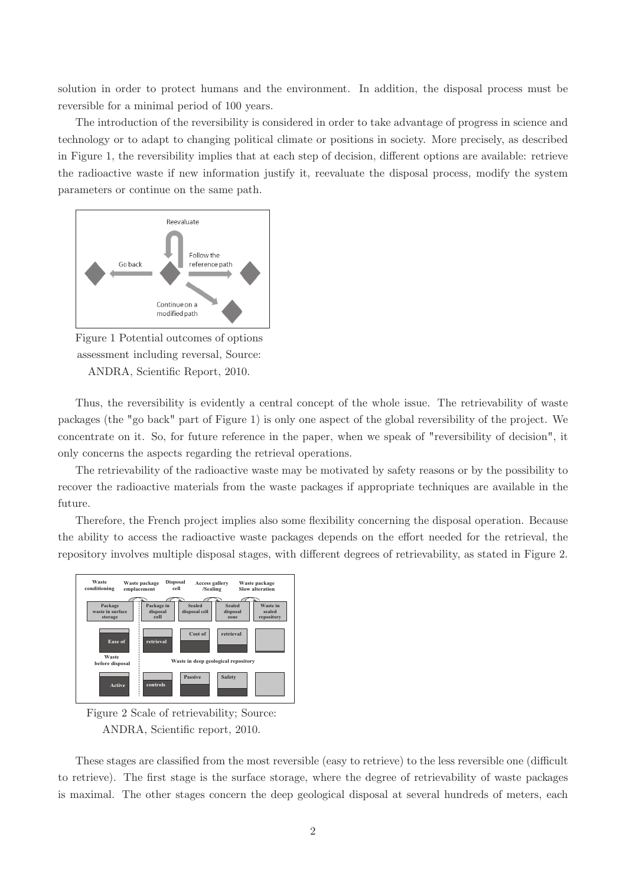solution in order to protect humans and the environment. In addition, the disposal process must be reversible for a minimal period of 100 years.

The introduction of the reversibility is considered in order to take advantage of progress in science and technology or to adapt to changing political climate or positions in society. More precisely, as described in Figure 1, the reversibility implies that at each step of decision, different options are available: retrieve the radioactive waste if new information justify it, reevaluate the disposal process, modify the system parameters or continue on the same path.

Figure 1 Potential outcomes of options assessment including reversal, Source: ANDRA, Scientific Report, 2010.

Thus, the reversibility is evidently a central concept of the whole issue. The retrievability of waste packages (the "go back" part of Figure 1) is only one aspect of the global reversibility of the project. We concentrate on it. So, for future reference in the paper, when we speak of "reversibility of decision", it only concerns the aspects regarding the retrieval operations.

The retrievability of the radioactive waste may be motivated by safety reasons or by the possibility to recover the radioactive materials from the waste packages if appropriate techniques are available in the future.

Therefore, the French project implies also some flexibility concerning the disposal operation. Because the ability to access the radioactive waste packages depends on the effort needed for the retrieval, the repository involves multiple disposal stages, with different degrees of retrievability, as stated in Figure 2.

Figure 2 Scale of retrievability; Source: ANDRA, Scientific report, 2010.

These stages are classified from the most reversible (easy to retrieve) to the less reversible one (difficult to retrieve). The first stage is the surface storage, where the degree of retrievability of waste packages is maximal. The other stages concern the deep geological disposal at several hundreds of meters, each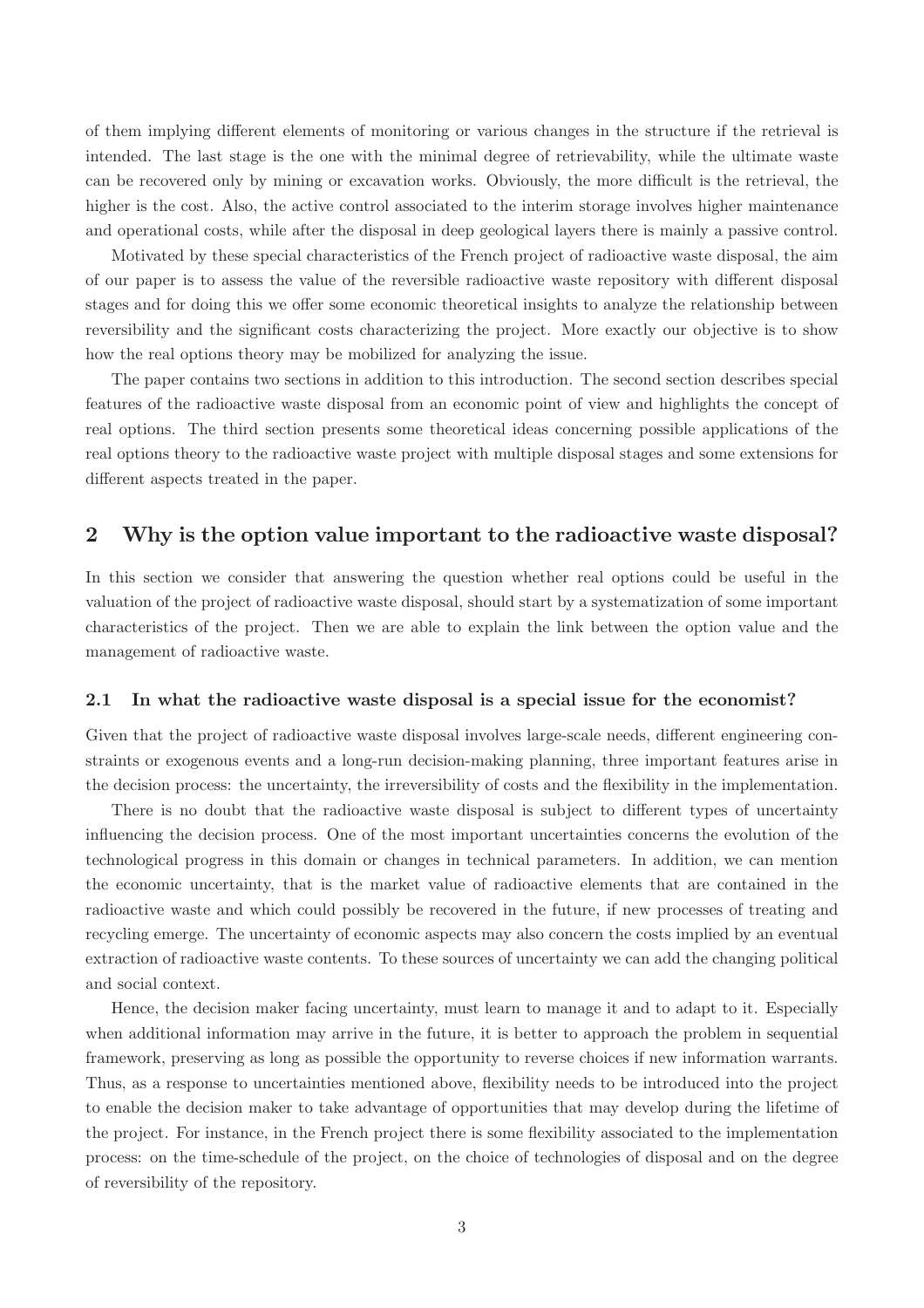of them implying different elements of monitoring or various changes in the structure if the retrieval is intended. The last stage is the one with the minimal degree of retrievability, while the ultimate waste can be recovered only by mining or excavation works. Obviously, the more difficult is the retrieval, the higher is the cost. Also, the active control associated to the interim storage involves higher maintenance and operational costs, while after the disposal in deep geological layers there is mainly a passive control.

Motivated by these special characteristics of the French project of radioactive waste disposal, the aim of our paper is to assess the value of the reversible radioactive waste repository with different disposal stages and for doing this we offer some economic theoretical insights to analyze the relationship between reversibility and the significant costs characterizing the project. More exactly our objective is to show how the real options theory may be mobilized for analyzing the issue.

The paper contains two sections in addition to this introduction. The second section describes special features of the radioactive waste disposal from an economic point of view and highlights the concept of real options. The third section presents some theoretical ideas concerning possible applications of the real options theory to the radioactive waste project with multiple disposal stages and some extensions for different aspects treated in the paper.

## 2 Why is the option value important to the radioactive waste disposal?

In this section we consider that answering the question whether real options could be useful in the valuation of the project of radioactive waste disposal, should start by a systematization of some important characteristics of the project. Then we are able to explain the link between the option value and the management of radioactive waste.

### 2.1 In what the radioactive waste disposal is a special issue for the economist?

Given that the project of radioactive waste disposal involves large-scale needs, different engineering constraints or exogenous events and a long-run decision-making planning, three important features arise in the decision process: the uncertainty, the irreversibility of costs and the flexibility in the implementation.

There is no doubt that the radioactive waste disposal is subject to different types of uncertainty influencing the decision process. One of the most important uncertainties concerns the evolution of the technological progress in this domain or changes in technical parameters. In addition, we can mention the economic uncertainty, that is the market value of radioactive elements that are contained in the radioactive waste and which could possibly be recovered in the future, if new processes of treating and recycling emerge. The uncertainty of economic aspects may also concern the costs implied by an eventual extraction of radioactive waste contents. To these sources of uncertainty we can add the changing political and social context.

Hence, the decision maker facing uncertainty, must learn to manage it and to adapt to it. Especially when additional information may arrive in the future, it is better to approach the problem in sequential framework, preserving as long as possible the opportunity to reverse choices if new information warrants. Thus, as a response to uncertainties mentioned above, flexibility needs to be introduced into the project to enable the decision maker to take advantage of opportunities that may develop during the lifetime of the project. For instance, in the French project there is some flexibility associated to the implementation process: on the time-schedule of the project, on the choice of technologies of disposal and on the degree of reversibility of the repository.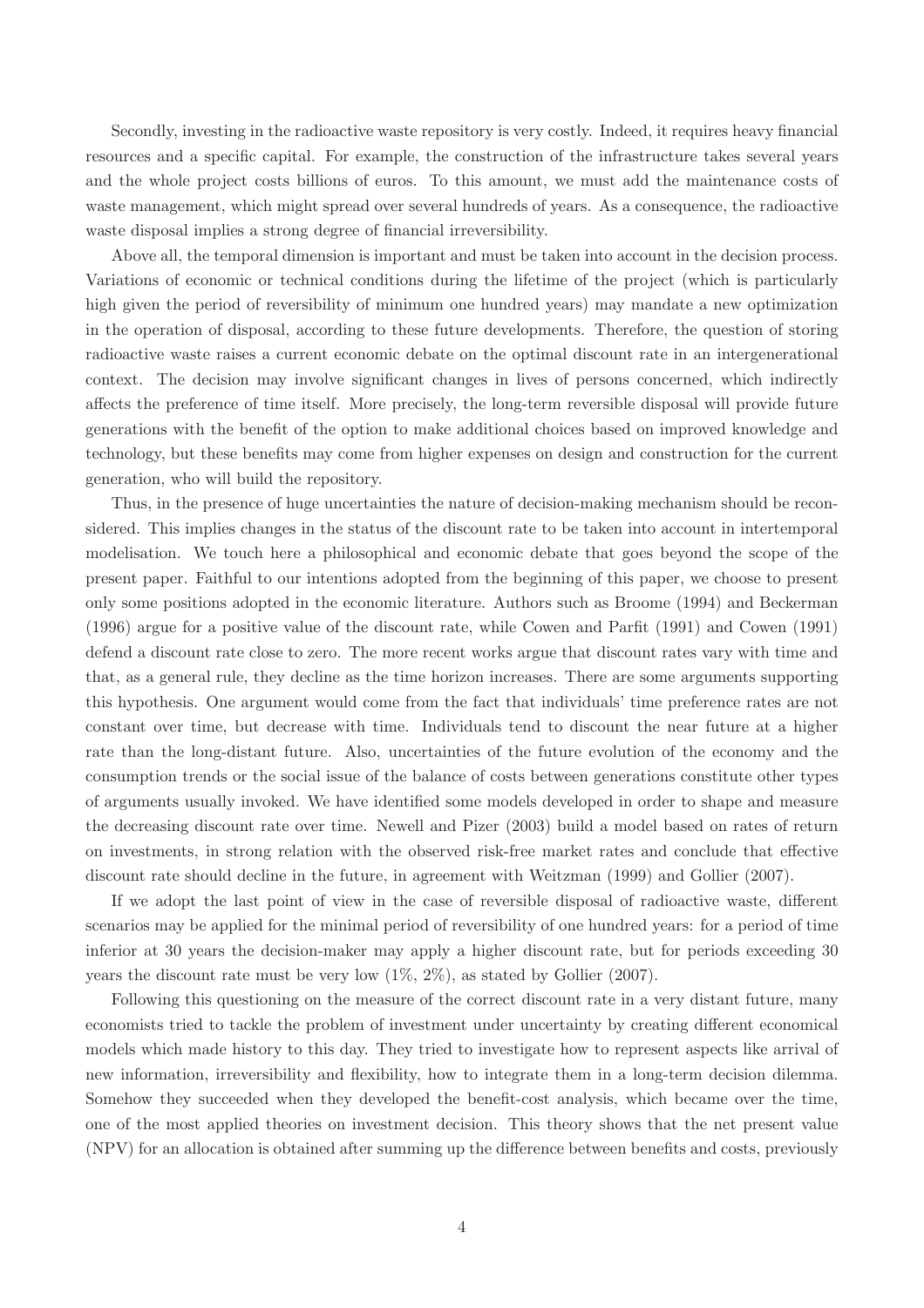Secondly, investing in the radioactive waste repository is very costly. Indeed, it requires heavy financial resources and a specific capital. For example, the construction of the infrastructure takes several years and the whole project costs billions of euros. To this amount, we must add the maintenance costs of waste management, which might spread over several hundreds of years. As a consequence, the radioactive waste disposal implies a strong degree of financial irreversibility.

Above all, the temporal dimension is important and must be taken into account in the decision process. Variations of economic or technical conditions during the lifetime of the project (which is particularly high given the period of reversibility of minimum one hundred years) may mandate a new optimization in the operation of disposal, according to these future developments. Therefore, the question of storing radioactive waste raises a current economic debate on the optimal discount rate in an intergenerational context. The decision may involve significant changes in lives of persons concerned, which indirectly affects the preference of time itself. More precisely, the long-term reversible disposal will provide future generations with the benefit of the option to make additional choices based on improved knowledge and technology, but these benefits may come from higher expenses on design and construction for the current generation, who will build the repository.

Thus, in the presence of huge uncertainties the nature of decision-making mechanism should be reconsidered. This implies changes in the status of the discount rate to be taken into account in intertemporal modelisation. We touch here a philosophical and economic debate that goes beyond the scope of the present paper. Faithful to our intentions adopted from the beginning of this paper, we choose to present only some positions adopted in the economic literature. Authors such as Broome (1994) and Beckerman (1996) argue for a positive value of the discount rate, while Cowen and Parfit (1991) and Cowen (1991) defend a discount rate close to zero. The more recent works argue that discount rates vary with time and that, as a general rule, they decline as the time horizon increases. There are some arguments supporting this hypothesis. One argument would come from the fact that individuals' time preference rates are not constant over time, but decrease with time. Individuals tend to discount the near future at a higher rate than the long-distant future. Also, uncertainties of the future evolution of the economy and the consumption trends or the social issue of the balance of costs between generations constitute other types of arguments usually invoked. We have identified some models developed in order to shape and measure the decreasing discount rate over time. Newell and Pizer (2003) build a model based on rates of return on investments, in strong relation with the observed risk-free market rates and conclude that effective discount rate should decline in the future, in agreement with Weitzman (1999) and Gollier (2007).

If we adopt the last point of view in the case of reversible disposal of radioactive waste, different scenarios may be applied for the minimal period of reversibility of one hundred years: for a period of time inferior at 30 years the decision-maker may apply a higher discount rate, but for periods exceeding 30 years the discount rate must be very low (1%, 2%), as stated by Gollier (2007).

Following this questioning on the measure of the correct discount rate in a very distant future, many economists tried to tackle the problem of investment under uncertainty by creating different economical models which made history to this day. They tried to investigate how to represent aspects like arrival of new information, irreversibility and flexibility, how to integrate them in a long-term decision dilemma. Somehow they succeeded when they developed the benefit-cost analysis, which became over the time, one of the most applied theories on investment decision. This theory shows that the net present value (NPV) for an allocation is obtained after summing up the difference between benefits and costs, previously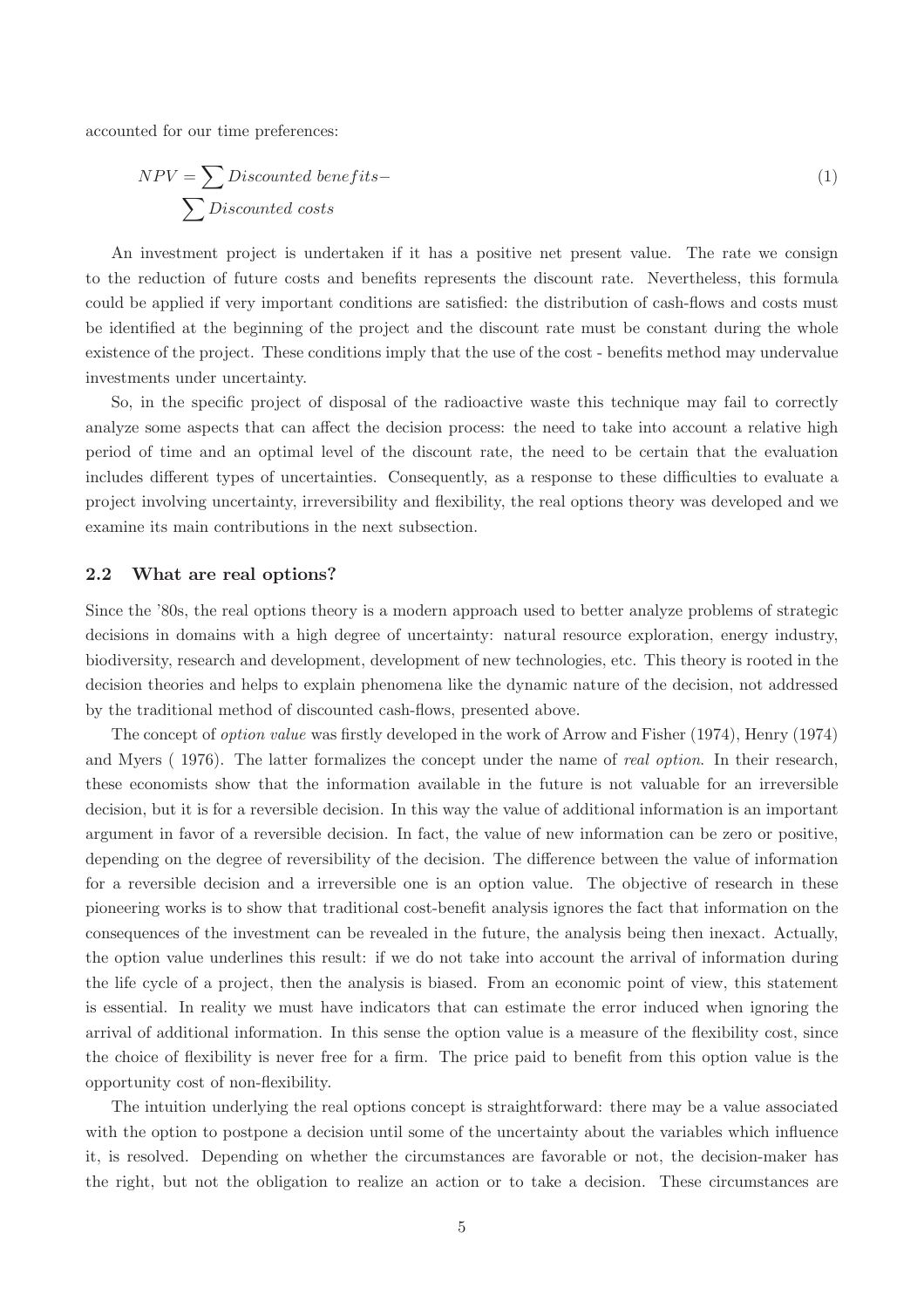accounted for our time preferences:

$$NPV = \sum Discounted\ benefits - \sum Discounted\ costs \tag{1}$$

An investment project is undertaken if it has a positive net present value. The rate we consign to the reduction of future costs and benefits represents the discount rate. Nevertheless, this formula could be applied if very important conditions are satisfied: the distribution of cash-flows and costs must be identified at the beginning of the project and the discount rate must be constant during the whole existence of the project. These conditions imply that the use of the cost - benefits method may undervalue investments under uncertainty.

So, in the specific project of disposal of the radioactive waste this technique may fail to correctly analyze some aspects that can affect the decision process: the need to take into account a relative high period of time and an optimal level of the discount rate, the need to be certain that the evaluation includes different types of uncertainties. Consequently, as a response to these difficulties to evaluate a project involving uncertainty, irreversibility and flexibility, the real options theory was developed and we examine its main contributions in the next subsection.

### 2.2 What are real options?

Since the '80s, the real options theory is a modern approach used to better analyze problems of strategic decisions in domains with a high degree of uncertainty: natural resource exploration, energy industry, biodiversity, research and development, development of new technologies, etc. This theory is rooted in the decision theories and helps to explain phenomena like the dynamic nature of the decision, not addressed by the traditional method of discounted cash-flows, presented above.

The concept of *option value* was firstly developed in the work of Arrow and Fisher (1974), Henry (1974) and Myers ( 1976). The latter formalizes the concept under the name of *real option*. In their research, these economists show that the information available in the future is not valuable for an irreversible decision, but it is for a reversible decision. In this way the value of additional information is an important argument in favor of a reversible decision. In fact, the value of new information can be zero or positive, depending on the degree of reversibility of the decision. The difference between the value of information for a reversible decision and a irreversible one is an option value. The objective of research in these pioneering works is to show that traditional cost-benefit analysis ignores the fact that information on the consequences of the investment can be revealed in the future, the analysis being then inexact. Actually, the option value underlines this result: if we do not take into account the arrival of information during the life cycle of a project, then the analysis is biased. From an economic point of view, this statement is essential. In reality we must have indicators that can estimate the error induced when ignoring the arrival of additional information. In this sense the option value is a measure of the flexibility cost, since the choice of flexibility is never free for a firm. The price paid to benefit from this option value is the opportunity cost of non-flexibility.

The intuition underlying the real options concept is straightforward: there may be a value associated with the option to postpone a decision until some of the uncertainty about the variables which influence it, is resolved. Depending on whether the circumstances are favorable or not, the decision-maker has the right, but not the obligation to realize an action or to take a decision. These circumstances are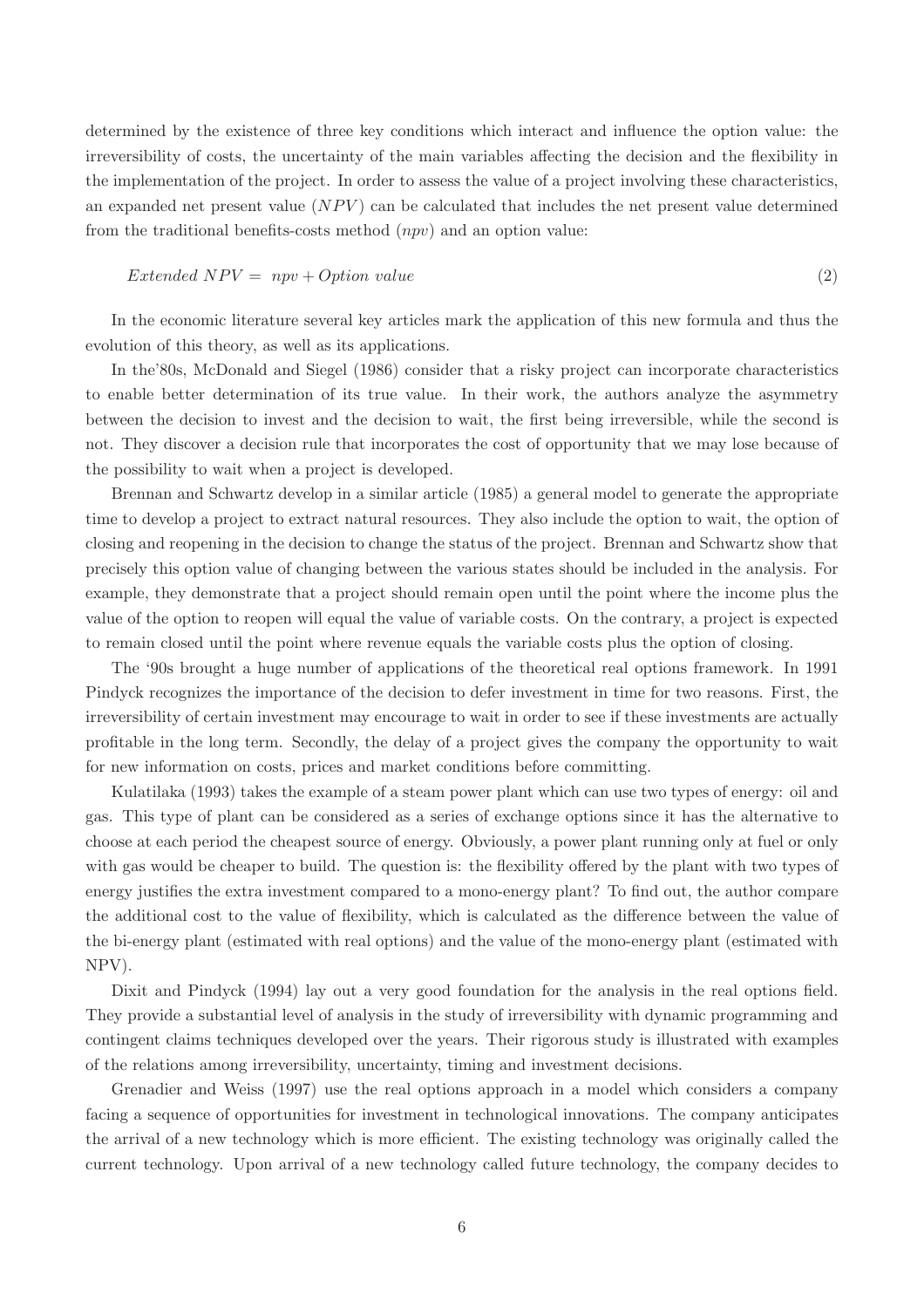determined by the existence of three key conditions which interact and influence the option value: the irreversibility of costs, the uncertainty of the main variables affecting the decision and the flexibility in the implementation of the project. In order to assess the value of a project involving these characteristics, an expanded net present value ($NPV$) can be calculated that includes the net present value determined from the traditional benefits-costs method ($npv$) and an option value:

$$Extended\ NPV = \ npv + Option\ value \tag{2}$$

In the economic literature several key articles mark the application of this new formula and thus the evolution of this theory, as well as its applications.

In the'80s, McDonald and Siegel (1986) consider that a risky project can incorporate characteristics to enable better determination of its true value. In their work, the authors analyze the asymmetry between the decision to invest and the decision to wait, the first being irreversible, while the second is not. They discover a decision rule that incorporates the cost of opportunity that we may lose because of the possibility to wait when a project is developed.

Brennan and Schwartz develop in a similar article (1985) a general model to generate the appropriate time to develop a project to extract natural resources. They also include the option to wait, the option of closing and reopening in the decision to change the status of the project. Brennan and Schwartz show that precisely this option value of changing between the various states should be included in the analysis. For example, they demonstrate that a project should remain open until the point where the income plus the value of the option to reopen will equal the value of variable costs. On the contrary, a project is expected to remain closed until the point where revenue equals the variable costs plus the option of closing.

The '90s brought a huge number of applications of the theoretical real options framework. In 1991 Pindyck recognizes the importance of the decision to defer investment in time for two reasons. First, the irreversibility of certain investment may encourage to wait in order to see if these investments are actually profitable in the long term. Secondly, the delay of a project gives the company the opportunity to wait for new information on costs, prices and market conditions before committing.

Kulatilaka (1993) takes the example of a steam power plant which can use two types of energy: oil and gas. This type of plant can be considered as a series of exchange options since it has the alternative to choose at each period the cheapest source of energy. Obviously, a power plant running only at fuel or only with gas would be cheaper to build. The question is: the flexibility offered by the plant with two types of energy justifies the extra investment compared to a mono-energy plant? To find out, the author compare the additional cost to the value of flexibility, which is calculated as the difference between the value of the bi-energy plant (estimated with real options) and the value of the mono-energy plant (estimated with NPV).

Dixit and Pindyck (1994) lay out a very good foundation for the analysis in the real options field. They provide a substantial level of analysis in the study of irreversibility with dynamic programming and contingent claims techniques developed over the years. Their rigorous study is illustrated with examples of the relations among irreversibility, uncertainty, timing and investment decisions.

Grenadier and Weiss (1997) use the real options approach in a model which considers a company facing a sequence of opportunities for investment in technological innovations. The company anticipates the arrival of a new technology which is more efficient. The existing technology was originally called the current technology. Upon arrival of a new technology called future technology, the company decides to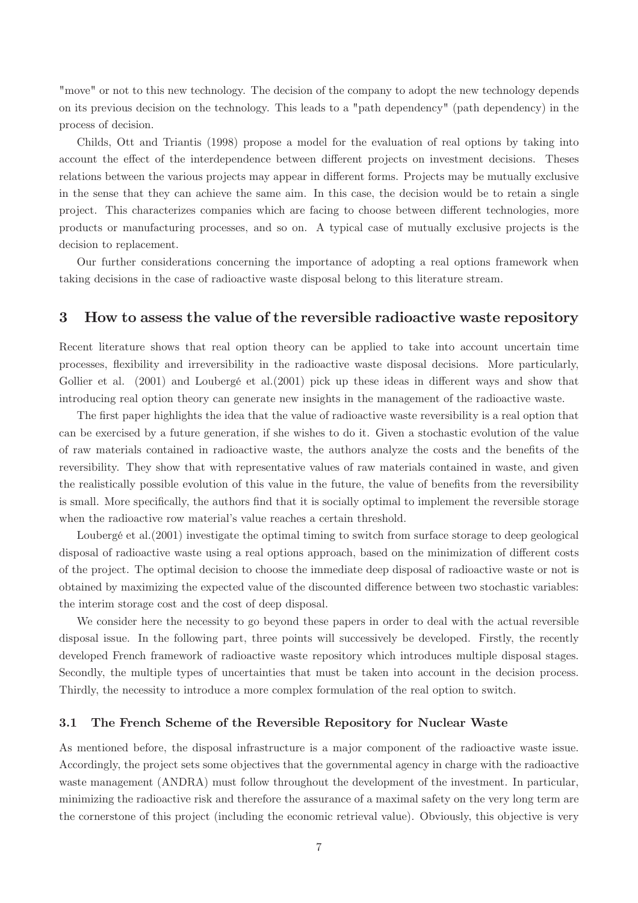"move" or not to this new technology. The decision of the company to adopt the new technology depends on its previous decision on the technology. This leads to a "path dependency" (path dependency) in the process of decision.

Childs, Ott and Triantis (1998) propose a model for the evaluation of real options by taking into account the effect of the interdependence between different projects on investment decisions. Theses relations between the various projects may appear in different forms. Projects may be mutually exclusive in the sense that they can achieve the same aim. In this case, the decision would be to retain a single project. This characterizes companies which are facing to choose between different technologies, more products or manufacturing processes, and so on. A typical case of mutually exclusive projects is the decision to replacement.

Our further considerations concerning the importance of adopting a real options framework when taking decisions in the case of radioactive waste disposal belong to this literature stream.

## 3 How to assess the value of the reversible radioactive waste repository

Recent literature shows that real option theory can be applied to take into account uncertain time processes, flexibility and irreversibility in the radioactive waste disposal decisions. More particularly, Gollier et al. (2001) and Loubergé et al.(2001) pick up these ideas in different ways and show that introducing real option theory can generate new insights in the management of the radioactive waste.

The first paper highlights the idea that the value of radioactive waste reversibility is a real option that can be exercised by a future generation, if she wishes to do it. Given a stochastic evolution of the value of raw materials contained in radioactive waste, the authors analyze the costs and the benefits of the reversibility. They show that with representative values of raw materials contained in waste, and given the realistically possible evolution of this value in the future, the value of benefits from the reversibility is small. More specifically, the authors find that it is socially optimal to implement the reversible storage when the radioactive row material's value reaches a certain threshold.

Loubergé et al.(2001) investigate the optimal timing to switch from surface storage to deep geological disposal of radioactive waste using a real options approach, based on the minimization of different costs of the project. The optimal decision to choose the immediate deep disposal of radioactive waste or not is obtained by maximizing the expected value of the discounted difference between two stochastic variables: the interim storage cost and the cost of deep disposal.

We consider here the necessity to go beyond these papers in order to deal with the actual reversible disposal issue. In the following part, three points will successively be developed. Firstly, the recently developed French framework of radioactive waste repository which introduces multiple disposal stages. Secondly, the multiple types of uncertainties that must be taken into account in the decision process. Thirdly, the necessity to introduce a more complex formulation of the real option to switch.

### 3.1 The French Scheme of the Reversible Repository for Nuclear Waste

As mentioned before, the disposal infrastructure is a major component of the radioactive waste issue. Accordingly, the project sets some objectives that the governmental agency in charge with the radioactive waste management (ANDRA) must follow throughout the development of the investment. In particular, minimizing the radioactive risk and therefore the assurance of a maximal safety on the very long term are the cornerstone of this project (including the economic retrieval value). Obviously, this objective is very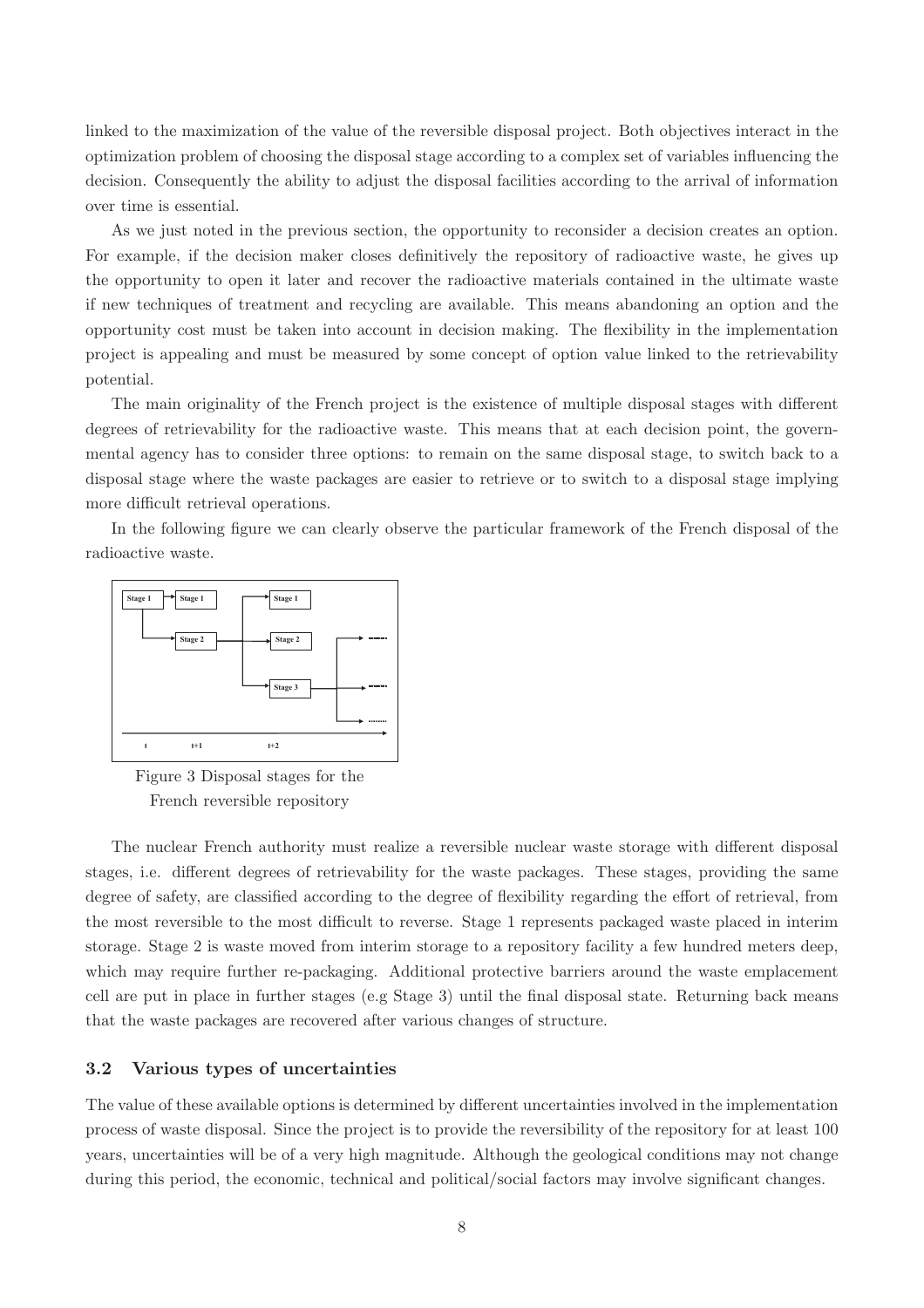linked to the maximization of the value of the reversible disposal project. Both objectives interact in the optimization problem of choosing the disposal stage according to a complex set of variables influencing the decision. Consequently the ability to adjust the disposal facilities according to the arrival of information over time is essential.

As we just noted in the previous section, the opportunity to reconsider a decision creates an option. For example, if the decision maker closes definitively the repository of radioactive waste, he gives up the opportunity to open it later and recover the radioactive materials contained in the ultimate waste if new techniques of treatment and recycling are available. This means abandoning an option and the opportunity cost must be taken into account in decision making. The flexibility in the implementation project is appealing and must be measured by some concept of option value linked to the retrievability potential.

The main originality of the French project is the existence of multiple disposal stages with different degrees of retrievability for the radioactive waste. This means that at each decision point, the governmental agency has to consider three options: to remain on the same disposal stage, to switch back to a disposal stage where the waste packages are easier to retrieve or to switch to a disposal stage implying more difficult retrieval operations.

In the following figure we can clearly observe the particular framework of the French disposal of the radioactive waste.

Stage 1 | Stage 1 | Stage 1
Stage 2 | Stage 2
Stage 3
t | t+1 | t+2

Figure 3 Disposal stages for the French reversible repository

The nuclear French authority must realize a reversible nuclear waste storage with different disposal stages, i.e. different degrees of retrievability for the waste packages. These stages, providing the same degree of safety, are classified according to the degree of flexibility regarding the effort of retrieval, from the most reversible to the most difficult to reverse. Stage 1 represents packaged waste placed in interim storage. Stage 2 is waste moved from interim storage to a repository facility a few hundred meters deep, which may require further re-packaging. Additional protective barriers around the waste emplacement cell are put in place in further stages (e.g Stage 3) until the final disposal state. Returning back means that the waste packages are recovered after various changes of structure.

### 3.2 Various types of uncertainties

The value of these available options is determined by different uncertainties involved in the implementation process of waste disposal. Since the project is to provide the reversibility of the repository for at least 100 years, uncertainties will be of a very high magnitude. Although the geological conditions may not change during this period, the economic, technical and political/social factors may involve significant changes.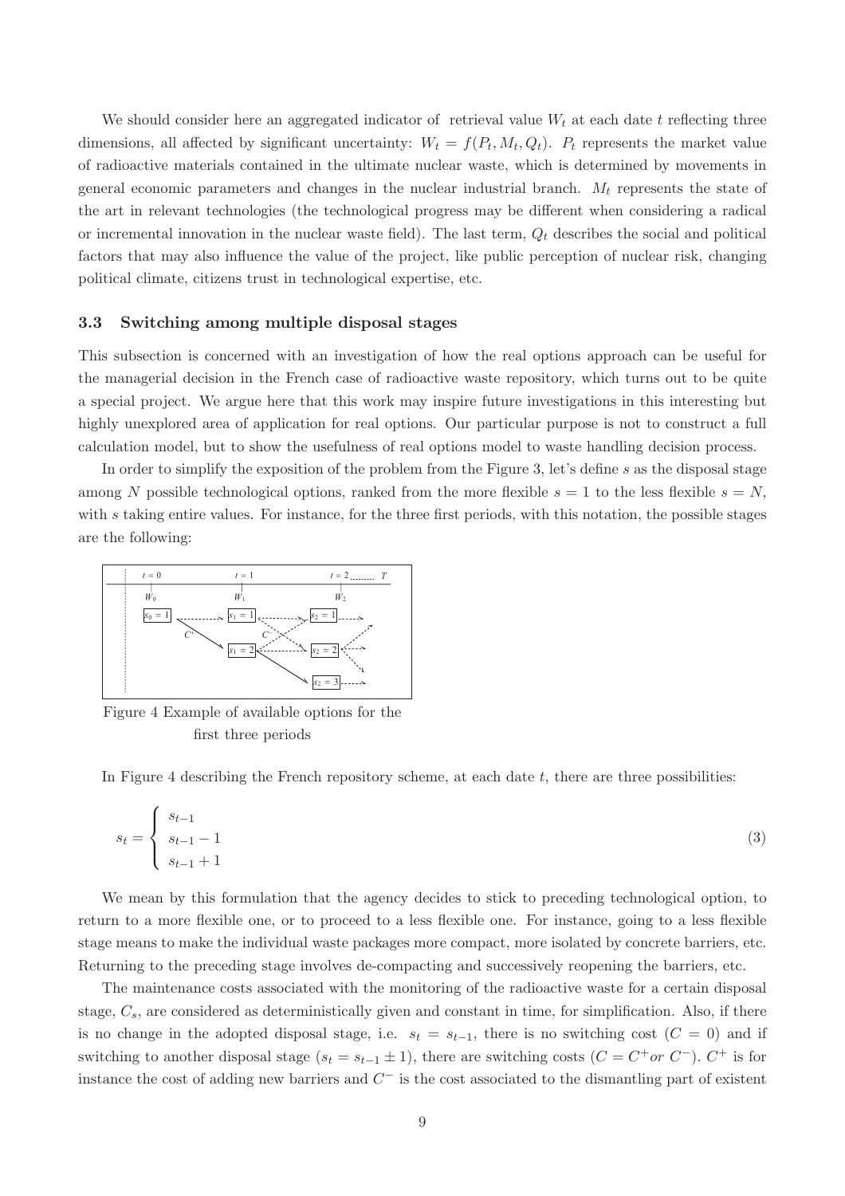We should consider here an aggregated indicator of retrieval value $W_t$ at each date $t$ reflecting three dimensions, all affected by significant uncertainty: $W_t = f(P_t, M_t, Q_t)$. $P_t$ represents the market value of radioactive materials contained in the ultimate nuclear waste, which is determined by movements in general economic parameters and changes in the nuclear industrial branch. $M_t$ represents the state of the art in relevant technologies (the technological progress may be different when considering a radical or incremental innovation in the nuclear waste field). The last term, $Q_t$ describes the social and political factors that may also influence the value of the project, like public perception of nuclear risk, changing political climate, citizens trust in technological expertise, etc.

### 3.3 Switching among multiple disposal stages

This subsection is concerned with an investigation of how the real options approach can be useful for the managerial decision in the French case of radioactive waste repository, which turns out to be quite a special project. We argue here that this work may inspire future investigations in this interesting but highly unexplored area of application for real options. Our particular purpose is not to construct a full calculation model, but to show the usefulness of real options model to waste handling decision process.

In order to simplify the exposition of the problem from the Figure 3, let's define $s$ as the disposal stage among $N$ possible technological options, ranked from the more flexible $s = 1$ to the less flexible $s = N$, with $s$ taking entire values. For instance, for the three first periods, with this notation, the possible stages are the following:

Figure 4 Example of available options for the first three periods

In Figure 4 describing the French repository scheme, at each date $t$, there are three possibilities:

$$s_t = \begin{cases} s_{t-1} \\ s_{t-1} - 1 \\ s_{t-1} + 1 \end{cases} \tag{3}$$

We mean by this formulation that the agency decides to stick to preceding technological option, to return to a more flexible one, or to proceed to a less flexible one. For instance, going to a less flexible stage means to make the individual waste packages more compact, more isolated by concrete barriers, etc. Returning to the preceding stage involves de-compacting and successively reopening the barriers, etc.

The maintenance costs associated with the monitoring of the radioactive waste for a certain disposal stage, $C_s$, are considered as deterministically given and constant in time, for simplification. Also, if there is no change in the adopted disposal stage, i.e. $s_t = s_{t-1}$, there is no switching cost ($C = 0$) and if switching to another disposal stage ($s_t = s_{t-1} \pm 1$), there are switching costs ($C = C^+ or\ C^-$). $C^+$ is for instance the cost of adding new barriers and $C^-$ is the cost associated to the dismantling part of existent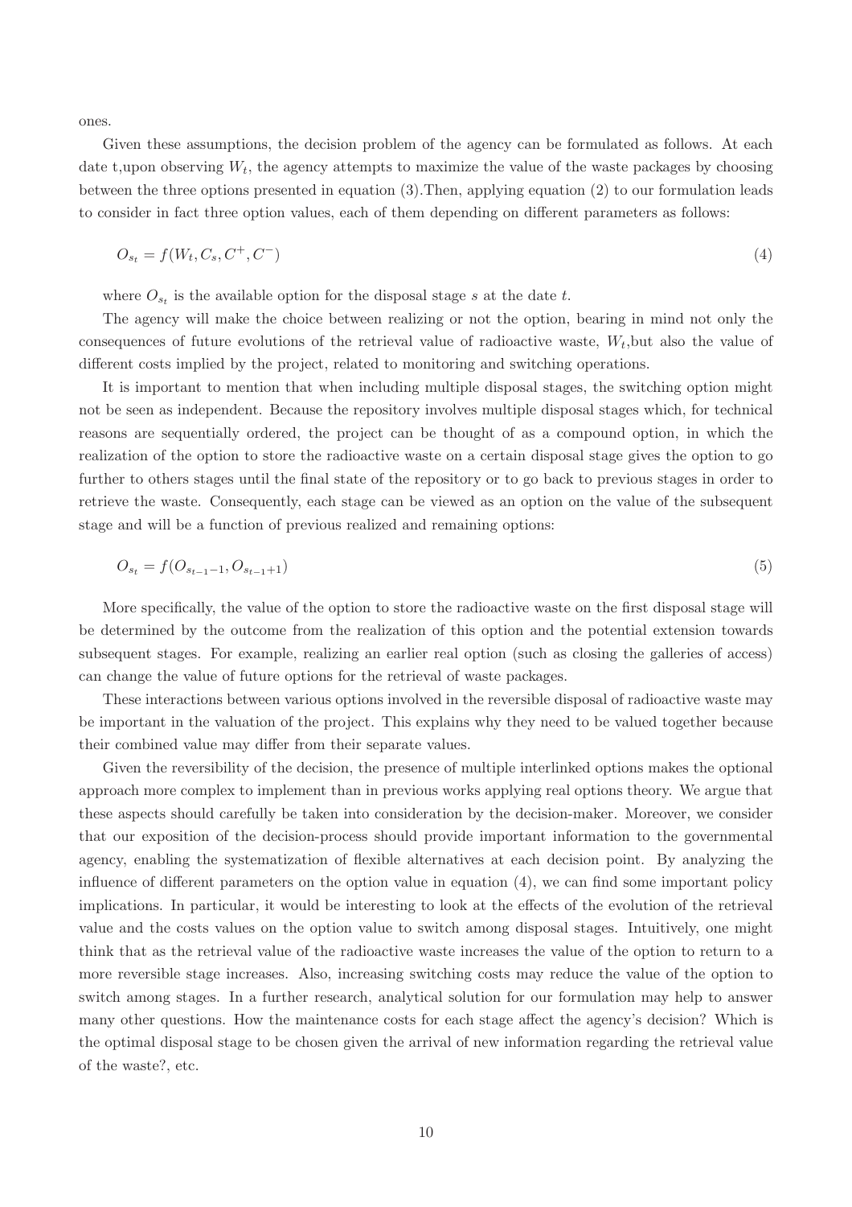ones.

Given these assumptions, the decision problem of the agency can be formulated as follows. At each date t,upon observing $W_t$, the agency attempts to maximize the value of the waste packages by choosing between the three options presented in equation (3).Then, applying equation (2) to our formulation leads to consider in fact three option values, each of them depending on different parameters as follows:

$$O_{s_t} = f(W_t, C_s, C^+, C^-) \tag{4}$$

where $O_{s_t}$ is the available option for the disposal stage $s$ at the date $t$.

The agency will make the choice between realizing or not the option, bearing in mind not only the consequences of future evolutions of the retrieval value of radioactive waste, $W_t$,but also the value of different costs implied by the project, related to monitoring and switching operations.

It is important to mention that when including multiple disposal stages, the switching option might not be seen as independent. Because the repository involves multiple disposal stages which, for technical reasons are sequentially ordered, the project can be thought of as a compound option, in which the realization of the option to store the radioactive waste on a certain disposal stage gives the option to go further to others stages until the final state of the repository or to go back to previous stages in order to retrieve the waste. Consequently, each stage can be viewed as an option on the value of the subsequent stage and will be a function of previous realized and remaining options:

$$O_{s_t} = f(O_{s_{t-1}-1}, O_{s_{t-1}+1}) \tag{5}$$

More specifically, the value of the option to store the radioactive waste on the first disposal stage will be determined by the outcome from the realization of this option and the potential extension towards subsequent stages. For example, realizing an earlier real option (such as closing the galleries of access) can change the value of future options for the retrieval of waste packages.

These interactions between various options involved in the reversible disposal of radioactive waste may be important in the valuation of the project. This explains why they need to be valued together because their combined value may differ from their separate values.

Given the reversibility of the decision, the presence of multiple interlinked options makes the optional approach more complex to implement than in previous works applying real options theory. We argue that these aspects should carefully be taken into consideration by the decision-maker. Moreover, we consider that our exposition of the decision-process should provide important information to the governmental agency, enabling the systematization of flexible alternatives at each decision point. By analyzing the influence of different parameters on the option value in equation (4), we can find some important policy implications. In particular, it would be interesting to look at the effects of the evolution of the retrieval value and the costs values on the option value to switch among disposal stages. Intuitively, one might think that as the retrieval value of the radioactive waste increases the value of the option to return to a more reversible stage increases. Also, increasing switching costs may reduce the value of the option to switch among stages. In a further research, analytical solution for our formulation may help to answer many other questions. How the maintenance costs for each stage affect the agency's decision? Which is the optimal disposal stage to be chosen given the arrival of new information regarding the retrieval value of the waste?, etc.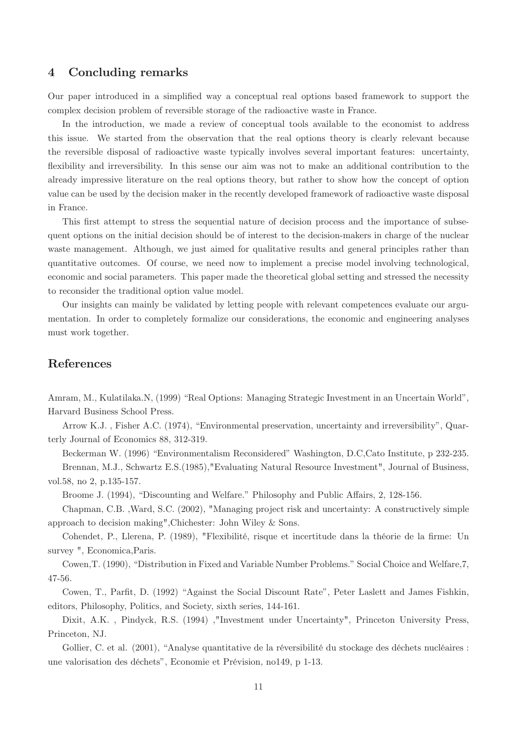## 4 Concluding remarks

Our paper introduced in a simplified way a conceptual real options based framework to support the complex decision problem of reversible storage of the radioactive waste in France.

In the introduction, we made a review of conceptual tools available to the economist to address this issue. We started from the observation that the real options theory is clearly relevant because the reversible disposal of radioactive waste typically involves several important features: uncertainty, flexibility and irreversibility. In this sense our aim was not to make an additional contribution to the already impressive literature on the real options theory, but rather to show how the concept of option value can be used by the decision maker in the recently developed framework of radioactive waste disposal in France.

This first attempt to stress the sequential nature of decision process and the importance of subsequent options on the initial decision should be of interest to the decision-makers in charge of the nuclear waste management. Although, we just aimed for qualitative results and general principles rather than quantitative outcomes. Of course, we need now to implement a precise model involving technological, economic and social parameters. This paper made the theoretical global setting and stressed the necessity to reconsider the traditional option value model.

Our insights can mainly be validated by letting people with relevant competences evaluate our argumentation. In order to completely formalize our considerations, the economic and engineering analyses must work together.

## References

Amram, M., Kulatilaka.N, (1999) "Real Options: Managing Strategic Investment in an Uncertain World", Harvard Business School Press.

Arrow K.J. , Fisher A.C. (1974), "Environmental preservation, uncertainty and irreversibility", Quarterly Journal of Economics 88, 312-319.

Beckerman W. (1996) "Environmentalism Reconsidered" Washington, D.C,Cato Institute, p 232-235.

Brennan, M.J., Schwartz E.S.(1985),"Evaluating Natural Resource Investment", Journal of Business, vol.58, no 2, p.135-157.

Broome J. (1994), "Discounting and Welfare." Philosophy and Public Affairs, 2, 128-156.

Chapman, C.B. ,Ward, S.C. (2002), "Managing project risk and uncertainty: A constructively simple approach to decision making",Chichester: John Wiley & Sons.

Cohendet, P., Llerena, P. (1989), "Flexibilité, risque et incertitude dans la théorie de la firme: Un survey ", Economica,Paris.

Cowen,T. (1990), "Distribution in Fixed and Variable Number Problems." Social Choice and Welfare,7, 47-56.

Cowen, T., Parfit, D. (1992) "Against the Social Discount Rate", Peter Laslett and James Fishkin, editors, Philosophy, Politics, and Society, sixth series, 144-161.

Dixit, A.K. , Pindyck, R.S. (1994) ,"Investment under Uncertainty", Princeton University Press, Princeton, NJ.

Gollier, C. et al. (2001), "Analyse quantitative de la réversibilité du stockage des déchets nucléaires : une valorisation des déchets", Economie et Prévision, no149, p 1-13.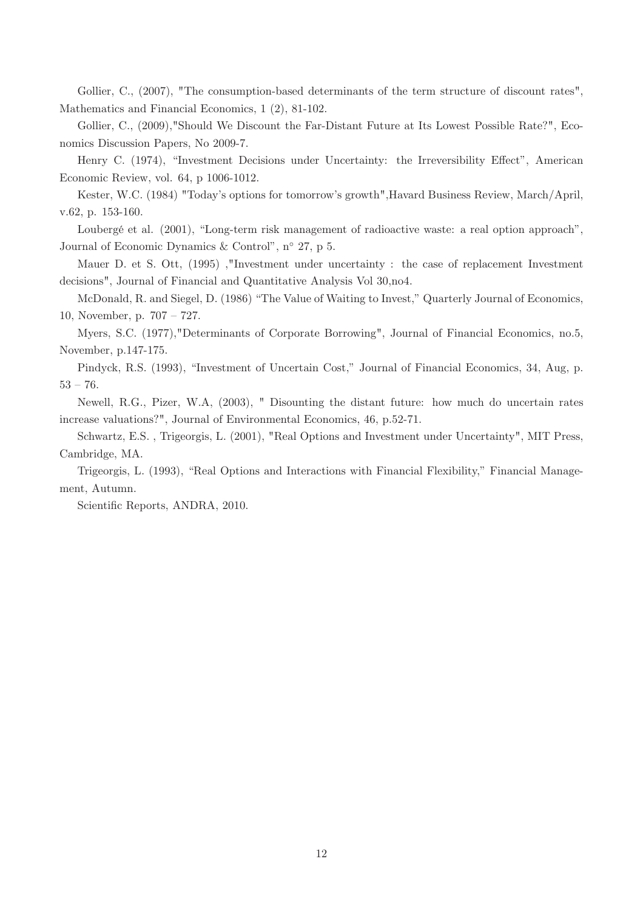Gollier, C., (2007), "The consumption-based determinants of the term structure of discount rates", Mathematics and Financial Economics, 1 (2), 81-102.

Gollier, C., (2009),"Should We Discount the Far-Distant Future at Its Lowest Possible Rate?", Economics Discussion Papers, No 2009-7.

Henry C. (1974), "Investment Decisions under Uncertainty: the Irreversibility Effect", American Economic Review, vol. 64, p 1006-1012.

Kester, W.C. (1984) "Today's options for tomorrow's growth",Havard Business Review, March/April, v.62, p. 153-160.

Loubergé et al. (2001), "Long-term risk management of radioactive waste: a real option approach", Journal of Economic Dynamics & Control", n° 27, p 5.

Mauer D. et S. Ott, (1995) ,"Investment under uncertainty : the case of replacement Investment decisions", Journal of Financial and Quantitative Analysis Vol 30,no4.

McDonald, R. and Siegel, D. (1986) "The Value of Waiting to Invest," Quarterly Journal of Economics, 10, November, p. 707 – 727.

Myers, S.C. (1977),"Determinants of Corporate Borrowing", Journal of Financial Economics, no.5, November, p.147-175.

Pindyck, R.S. (1993), "Investment of Uncertain Cost," Journal of Financial Economics, 34, Aug, p. 53 – 76.

Newell, R.G., Pizer, W.A, (2003), " Disounting the distant future: how much do uncertain rates increase valuations?", Journal of Environmental Economics, 46, p.52-71.

Schwartz, E.S. , Trigeorgis, L. (2001), "Real Options and Investment under Uncertainty", MIT Press, Cambridge, MA.

Trigeorgis, L. (1993), "Real Options and Interactions with Financial Flexibility," Financial Management, Autumn.

Scientific Reports, ANDRA, 2010.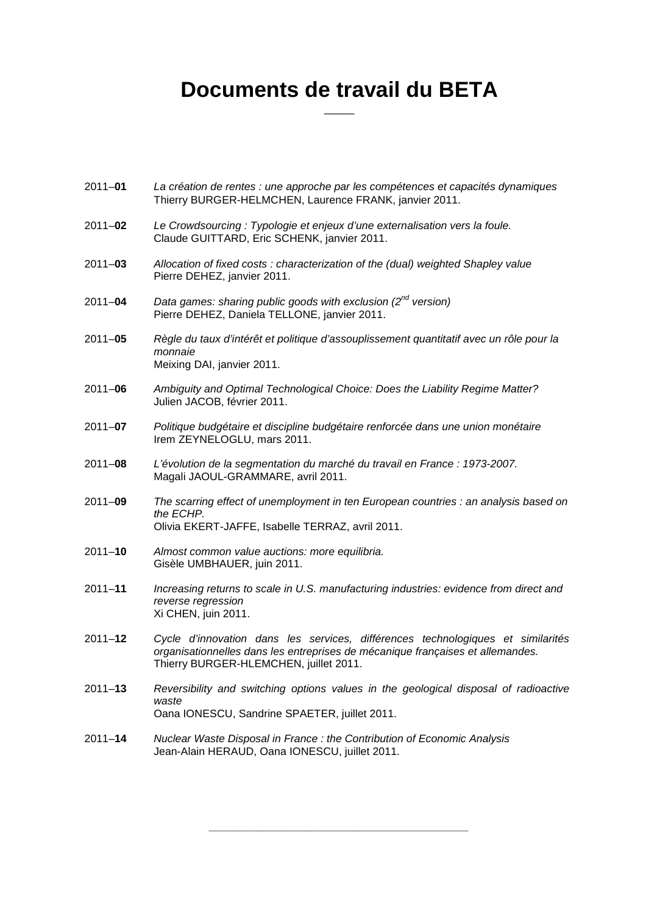# Documents de travail du BETA

_____

2011–**01** *La création de rentes : une approche par les compétences et capacités dynamiques*
Thierry BURGER-HELMCHEN, Laurence FRANK, janvier 2011.

2011–**02** *Le Crowdsourcing : Typologie et enjeux d'une externalisation vers la foule.*
Claude GUITTARD, Eric SCHENK, janvier 2011.

2011–**03** *Allocation of fixed costs : characterization of the (dual) weighted Shapley value*
Pierre DEHEZ, janvier 2011.

2011–**04** *Data games: sharing public goods with exclusion (2nd version)*
Pierre DEHEZ, Daniela TELLONE, janvier 2011.

2011–**05** *Règle du taux d'intérêt et politique d'assouplissement quantitatif avec un rôle pour la monnaie*
Meixing DAI, janvier 2011.

2011–**06** *Ambiguity and Optimal Technological Choice: Does the Liability Regime Matter?*
Julien JACOB, février 2011.

2011–**07** *Politique budgétaire et discipline budgétaire renforcée dans une union monétaire*
Irem ZEYNELOGLU, mars 2011.

2011–**08** *L'évolution de la segmentation du marché du travail en France : 1973-2007.*
Magali JAOUL-GRAMMARE, avril 2011.

2011–**09** *The scarring effect of unemployment in ten European countries : an analysis based on the ECHP.*
Olivia EKERT-JAFFE, Isabelle TERRAZ, avril 2011.

2011–**10** *Almost common value auctions: more equilibria.*
Gisèle UMBHAUER, juin 2011.

2011–**11** *Increasing returns to scale in U.S. manufacturing industries: evidence from direct and reverse regression*
Xi CHEN, juin 2011.

2011–**12** *Cycle d'innovation dans les services, différences technologiques et similarités organisationnelles dans les entreprises de mécanique françaises et allemandes.*
Thierry BURGER-HLEMCHEN, juillet 2011.

2011–**13** *Reversibility and switching options values in the geological disposal of radioactive waste*
Oana IONESCU, Sandrine SPAETER, juillet 2011.

2011–**14** *Nuclear Waste Disposal in France : the Contribution of Economic Analysis*
Jean-Alain HERAUD, Oana IONESCU, juillet 2011.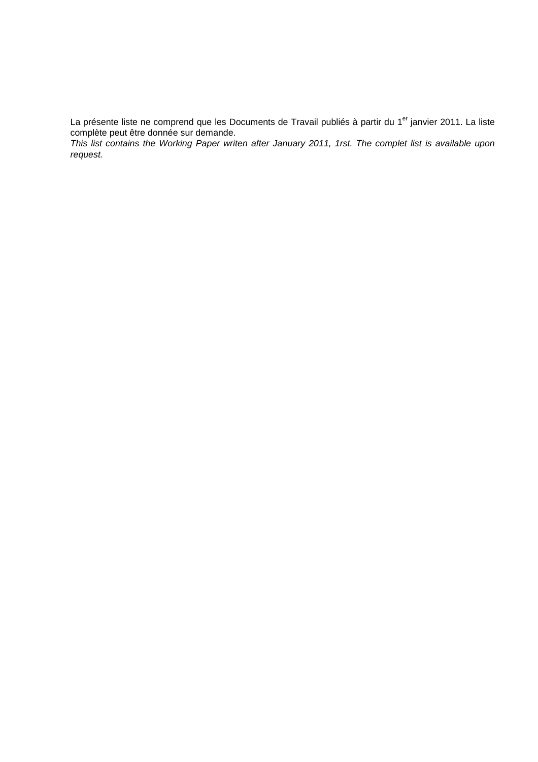La présente liste ne comprend que les Documents de Travail publiés à partir du 1[er] janvier 2011. La liste complète peut être donnée sur demande.

*This list contains the Working Paper writen after January 2011, 1rst. The complet list is available upon request.*